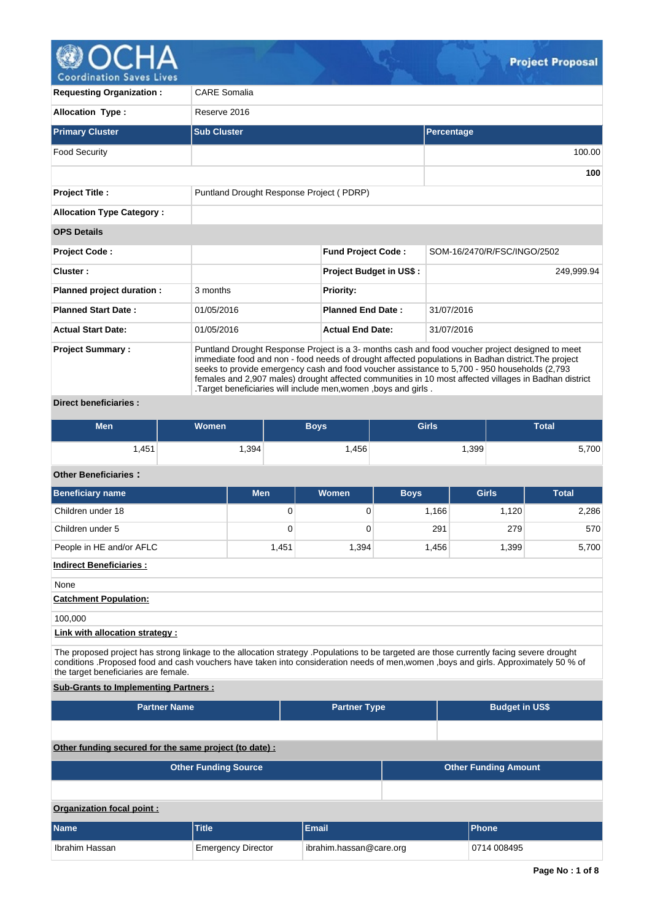# Project Proposal

| | |
|---|---|
| **Requesting Organization :** | CARE Somalia |
| **Allocation Type :** | Reserve 2016 |

| Primary Cluster | Sub Cluster | Percentage |
|---|---|---|
| Food Security | | 100.00 |
| | | **100** |

| | |
|---|---|
| **Project Title :** | Puntland Drought Response Project ( PDRP) |
| **Allocation Type Category :** | |

**OPS Details**

| | | | |
|---|---|---|---|
| **Project Code :** | | **Fund Project Code :** | SOM-16/2470/R/FSC/INGO/2502 |
| **Cluster :** | | **Project Budget in US$ :** | 249,999.94 |
| **Planned project duration :** | 3 months | **Priority:** | |
| **Planned Start Date :** | 01/05/2016 | **Planned End Date :** | 31/07/2016 |
| **Actual Start Date:** | 01/05/2016 | **Actual End Date:** | 31/07/2016 |

**Project Summary :** Puntland Drought Response Project is a 3- months cash and food voucher project designed to meet immediate food and non - food needs of drought affected populations in Badhan district.The project seeks to provide emergency cash and food voucher assistance to 5,700 - 950 households (2,793 females and 2,907 males) drought affected communities in 10 most affected villages in Badhan district .Target beneficiaries will include men,women ,boys and girls .

**Direct beneficiaries :**

| Men | Women | Boys | Girls | Total |
|---|---|---|---|---|
| 1,451 | 1,394 | 1,456 | 1,399 | 5,700 |

**Other Beneficiaries :**

| Beneficiary name | Men | Women | Boys | Girls | Total |
|---|---|---|---|---|---|
| Children under 18 | 0 | 0 | 1,166 | 1,120 | 2,286 |
| Children under 5 | 0 | 0 | 291 | 279 | 570 |
| People in HE and/or AFLC | 1,451 | 1,394 | 1,456 | 1,399 | 5,700 |

**Indirect Beneficiaries :**

None

**Catchment Population:**

100,000

**Link with allocation strategy :**

The proposed project has strong linkage to the allocation strategy .Populations to be targeted are those currently facing severe drought conditions .Proposed food and cash vouchers have taken into consideration needs of men,women ,boys and girls. Approximately 50 % of the target beneficiaries are female.

**Sub-Grants to Implementing Partners :**

| Partner Name | Partner Type | Budget in US$ |
|---|---|---|
| | | |

**Other funding secured for the same project (to date) :**

| Other Funding Source | Other Funding Amount |
|---|---|
| | |

**Organization focal point :**

| Name | Title | Email | Phone |
|---|---|---|---|
| Ibrahim Hassan | Emergency Director | ibrahim.hassan@care.org | 0714 008495 |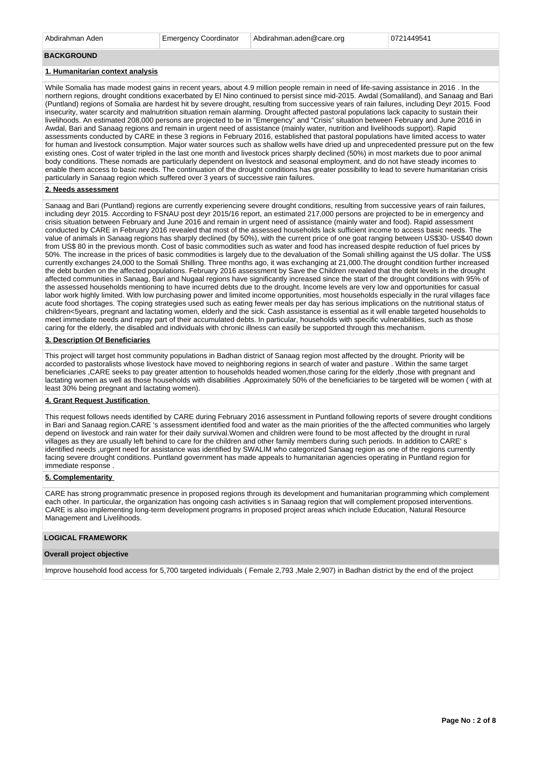| Abdirahman Aden | Emergency Coordinator | Abdirahman.aden@care.org | 0721449541 |
|---|---|---|---|

## BACKGROUND

### 1. Humanitarian context analysis

While Somalia has made modest gains in recent years, about 4.9 million people remain in need of life-saving assistance in 2016 . In the northern regions, drought conditions exacerbated by El Nino continued to persist since mid-2015. Awdal (Somaliland), and Sanaag and Bari (Puntland) regions of Somalia are hardest hit by severe drought, resulting from successive years of rain failures, including Deyr 2015. Food insecurity, water scarcity and malnutrition situation remain alarming. Drought affected pastoral populations lack capacity to sustain their livelihoods. An estimated 208,000 persons are projected to be in "Emergency" and "Crisis" situation between February and June 2016 in Awdal, Bari and Sanaag regions and remain in urgent need of assistance (mainly water, nutrition and livelihoods support). Rapid assessments conducted by CARE in these 3 regions in February 2016, established that pastoral populations have limited access to water for human and livestock consumption. Major water sources such as shallow wells have dried up and unprecedented pressure put on the few existing ones. Cost of water tripled in the last one month and livestock prices sharply declined (50%) in most markets due to poor animal body conditions. These nomads are particularly dependent on livestock and seasonal employment, and do not have steady incomes to enable them access to basic needs. The continuation of the drought conditions has greater possibility to lead to severe humanitarian crisis particularly in Sanaag region which suffered over 3 years of successive rain failures.

### 2. Needs assessment

Sanaag and Bari (Puntland) regions are currently experiencing severe drought conditions, resulting from successive years of rain failures, including deyr 2015. According to FSNAU post deyr 2015/16 report, an estimated 217,000 persons are projected to be in emergency and crisis situation between February and June 2016 and remain in urgent need of assistance (mainly water and food). Rapid assessment conducted by CARE in February 2016 revealed that most of the assessed households lack sufficient income to access basic needs. The value of animals in Sanaag regions has sharply declined (by 50%), with the current price of one goat ranging between US$30- US$40 down from US$ 80 in the previous month. Cost of basic commodities such as water and food has increased despite reduction of fuel prices by 50%. The increase in the prices of basic commodities is largely due to the devaluation of the Somali shilling against the US dollar. The US$ currently exchanges 24,000 to the Somali Shilling. Three months ago, it was exchanging at 21,000.The drought condition further increased the debt burden on the affected populations. February 2016 assessment by Save the Children revealed that the debt levels in the drought affected communities in Sanaag, Bari and Nugaal regions have significantly increased since the start of the drought conditions with 95% of the assessed households mentioning to have incurred debts due to the drought. Income levels are very low and opportunities for casual labor work highly limited. With low purchasing power and limited income opportunities, most households especially in the rural villages face acute food shortages. The coping strategies used such as eating fewer meals per day has serious implications on the nutritional status of children<5years, pregnant and lactating women, elderly and the sick. Cash assistance is essential as it will enable targeted households to meet immediate needs and repay part of their accumulated debts. In particular, households with specific vulnerabilities, such as those caring for the elderly, the disabled and individuals with chronic illness can easily be supported through this mechanism.

### 3. Description Of Beneficiaries

This project will target host community populations in Badhan district of Sanaag region most affected by the drought. Priority will be accorded to pastoralists whose livestock have moved to neighboring regions in search of water and pasture . Within the same target beneficiaries ,CARE seeks to pay greater attention to households headed women,those caring for the elderly ,those with pregnant and lactating women as well as those households with disabilities .Approximately 50% of the beneficiaries to be targeted will be women ( with at least 30% being pregnant and lactating women).

### 4. Grant Request Justification

This request follows needs identified by CARE during February 2016 assessment in Puntland following reports of severe drought conditions in Bari and Sanaag region.CARE 's assessment identified food and water as the main priorities of the the affected communities who largely depend on livestock and rain water for their daily survival.Women and children were found to be most affected by the drought in rural villages as they are usually left behind to care for the children and other family members during such periods. In addition to CARE' s identified needs ,urgent need for assistance was identified by SWALIM who categorized Sanaag region as one of the regions currently facing severe drought conditions. Puntland government has made appeals to humanitarian agencies operating in Puntland region for immediate response .

### 5. Complementarity

CARE has strong programmatic presence in proposed regions through its development and humanitarian programming which complement each other. In particular, the organization has ongoing cash activities s in Sanaag region that will complement proposed interventions. CARE is also implementing long-term development programs in proposed project areas which include Education, Natural Resource Management and Livelihoods.

## LOGICAL FRAMEWORK

### Overall project objective

Improve household food access for 5,700 targeted individuals ( Female 2,793 ,Male 2,907) in Badhan district by the end of the project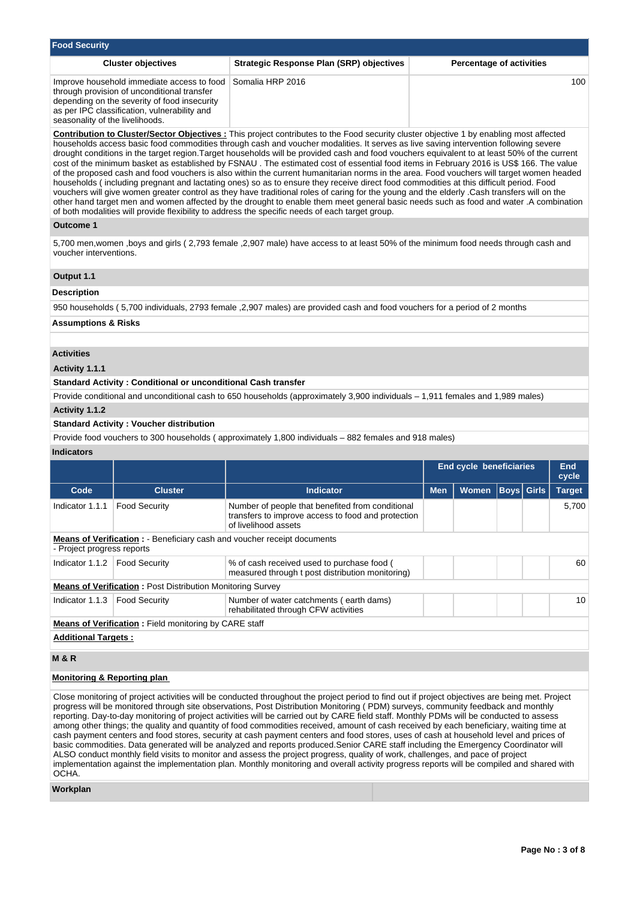## Food Security

| Cluster objectives | Strategic Response Plan (SRP) objectives | Percentage of activities |
|---|---|---|
| Improve household immediate access to food through provision of unconditional transfer depending on the severity of food insecurity as per IPC classification, vulnerability and seasonality of the livelihoods. | Somalia HRP 2016 | 100 |

**Contribution to Cluster/Sector Objectives :** This project contributes to the Food security cluster objective 1 by enabling most affected households access basic food commodities through cash and voucher modalities. It serves as live saving intervention following severe drought conditions in the target region.Target households will be provided cash and food vouchers equivalent to at least 50% of the current cost of the minimum basket as established by FSNAU . The estimated cost of essential food items in February 2016 is US$ 166. The value of the proposed cash and food vouchers is also within the current humanitarian norms in the area. Food vouchers will target women headed households ( including pregnant and lactating ones) so as to ensure they receive direct food commodities at this difficult period. Food vouchers will give women greater control as they have traditional roles of caring for the young and the elderly .Cash transfers will on the other hand target men and women affected by the drought to enable them meet general basic needs such as food and water .A combination of both modalities will provide flexibility to address the specific needs of each target group.

### Outcome 1

5,700 men,women ,boys and girls ( 2,793 female ,2,907 male) have access to at least 50% of the minimum food needs through cash and voucher interventions.

### Output 1.1

**Description**

950 households ( 5,700 individuals, 2793 female ,2,907 males) are provided cash and food vouchers for a period of 2 months

**Assumptions & Risks**

### Activities

**Activity 1.1.1**

**Standard Activity : Conditional or unconditional Cash transfer**

Provide conditional and unconditional cash to 650 households (approximately 3,900 individuals – 1,911 females and 1,989 males)

**Activity 1.1.2**

**Standard Activity : Voucher distribution**

Provide food vouchers to 300 households ( approximately 1,800 individuals – 882 females and 918 males)

### Indicators

| | | | End cycle beneficiaries | | | | End cycle |
|---|---|---|---|---|---|---|---|
| **Code** | **Cluster** | **Indicator** | **Men** | **Women** | **Boys** | **Girls** | **Target** |
| Indicator 1.1.1 | Food Security | Number of people that benefited from conditional transfers to improve access to food and protection of livelihood assets | | | | | 5,700 |
| **Means of Verification :** - Beneficiary cash and voucher receipt documents - Project progress reports | | | | | | | |
| Indicator 1.1.2 | Food Security | % of cash received used to purchase food ( measured through t post distribution monitoring) | | | | | 60 |
| **Means of Verification :** Post Distribution Monitoring Survey | | | | | | | |
| Indicator 1.1.3 | Food Security | Number of water catchments ( earth dams) rehabilitated through CFW activities | | | | | 10 |
| **Means of Verification :** Field monitoring by CARE staff | | | | | | | |

**Additional Targets :**

### M & R

**Monitoring & Reporting plan**

Close monitoring of project activities will be conducted throughout the project period to find out if project objectives are being met. Project progress will be monitored through site observations, Post Distribution Monitoring ( PDM) surveys, community feedback and monthly reporting. Day-to-day monitoring of project activities will be carried out by CARE field staff. Monthly PDMs will be conducted to assess among other things; the quality and quantity of food commodities received, amount of cash received by each beneficiary, waiting time at cash payment centers and food stores, security at cash payment centers and food stores, uses of cash at household level and prices of basic commodities. Data generated will be analyzed and reports produced.Senior CARE staff including the Emergency Coordinator will ALSO conduct monthly field visits to monitor and assess the project progress, quality of work, challenges, and pace of project implementation against the implementation plan. Monthly monitoring and overall activity progress reports will be compiled and shared with OCHA.

**Workplan**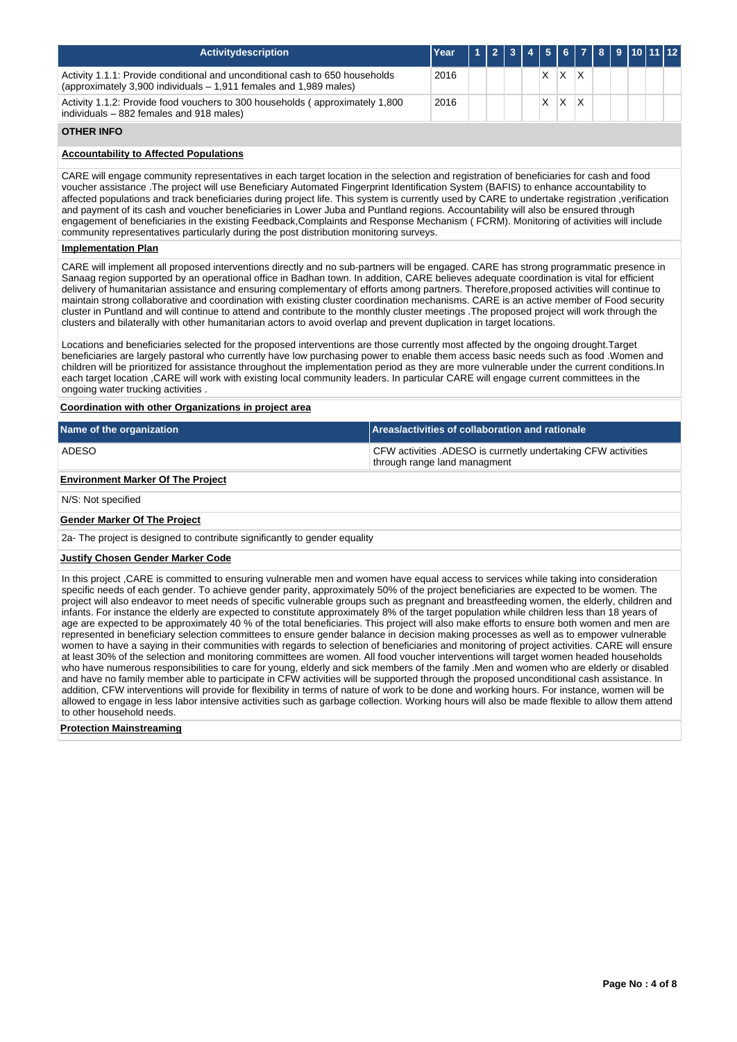| Activitydescription | Year | 1 | 2 | 3 | 4 | 5 | 6 | 7 | 8 | 9 | 10 | 11 | 12 |
|---|---|---|---|---|---|---|---|---|---|---|---|---|---|
| Activity 1.1.1: Provide conditional and unconditional cash to 650 households (approximately 3,900 individuals – 1,911 females and 1,989 males) | 2016 | | | | | X | X | X | | | | | |
| Activity 1.1.2: Provide food vouchers to 300 households ( approximately 1,800 individuals – 882 females and 918 males) | 2016 | | | | | X | X | X | | | | | |

**OTHER INFO**

**Accountability to Affected Populations**

CARE will engage community representatives in each target location in the selection and registration of beneficiaries for cash and food voucher assistance .The project will use Beneficiary Automated Fingerprint Identification System (BAFIS) to enhance accountability to affected populations and track beneficiaries during project life. This system is currently used by CARE to undertake registration ,verification and payment of its cash and voucher beneficiaries in Lower Juba and Puntland regions. Accountability will also be ensured through engagement of beneficiaries in the existing Feedback,Complaints and Response Mechanism ( FCRM). Monitoring of activities will include community representatives particularly during the post distribution monitoring surveys.

**Implementation Plan**

CARE will implement all proposed interventions directly and no sub-partners will be engaged. CARE has strong programmatic presence in Sanaag region supported by an operational office in Badhan town. In addition, CARE believes adequate coordination is vital for efficient delivery of humanitarian assistance and ensuring complementary of efforts among partners. Therefore,proposed activities will continue to maintain strong collaborative and coordination with existing cluster coordination mechanisms. CARE is an active member of Food security cluster in Puntland and will continue to attend and contribute to the monthly cluster meetings .The proposed project will work through the clusters and bilaterally with other humanitarian actors to avoid overlap and prevent duplication in target locations.

Locations and beneficiaries selected for the proposed interventions are those currently most affected by the ongoing drought.Target beneficiaries are largely pastoral who currently have low purchasing power to enable them access basic needs such as food .Women and children will be prioritized for assistance throughout the implementation period as they are more vulnerable under the current conditions.In each target location ,CARE will work with existing local community leaders. In particular CARE will engage current committees in the ongoing water trucking activities .

**Coordination with other Organizations in project area**

| Name of the organization | Areas/activities of collaboration and rationale |
|---|---|
| ADESO | CFW activities .ADESO is currnetly undertaking CFW activities through range land managment |

**Environment Marker Of The Project**

N/S: Not specified

**Gender Marker Of The Project**

2a- The project is designed to contribute significantly to gender equality

**Justify Chosen Gender Marker Code**

In this project ,CARE is committed to ensuring vulnerable men and women have equal access to services while taking into consideration specific needs of each gender. To achieve gender parity, approximately 50% of the project beneficiaries are expected to be women. The project will also endeavor to meet needs of specific vulnerable groups such as pregnant and breastfeeding women, the elderly, children and infants. For instance the elderly are expected to constitute approximately 8% of the target population while children less than 18 years of age are expected to be approximately 40 % of the total beneficiaries. This project will also make efforts to ensure both women and men are represented in beneficiary selection committees to ensure gender balance in decision making processes as well as to empower vulnerable women to have a saying in their communities with regards to selection of beneficiaries and monitoring of project activities. CARE will ensure at least 30% of the selection and monitoring committees are women. All food voucher interventions will target women headed households who have numerous responsibilities to care for young, elderly and sick members of the family .Men and women who are elderly or disabled and have no family member able to participate in CFW activities will be supported through the proposed unconditional cash assistance. In addition, CFW interventions will provide for flexibility in terms of nature of work to be done and working hours. For instance, women will be allowed to engage in less labor intensive activities such as garbage collection. Working hours will also be made flexible to allow them attend to other household needs.

**Protection Mainstreaming**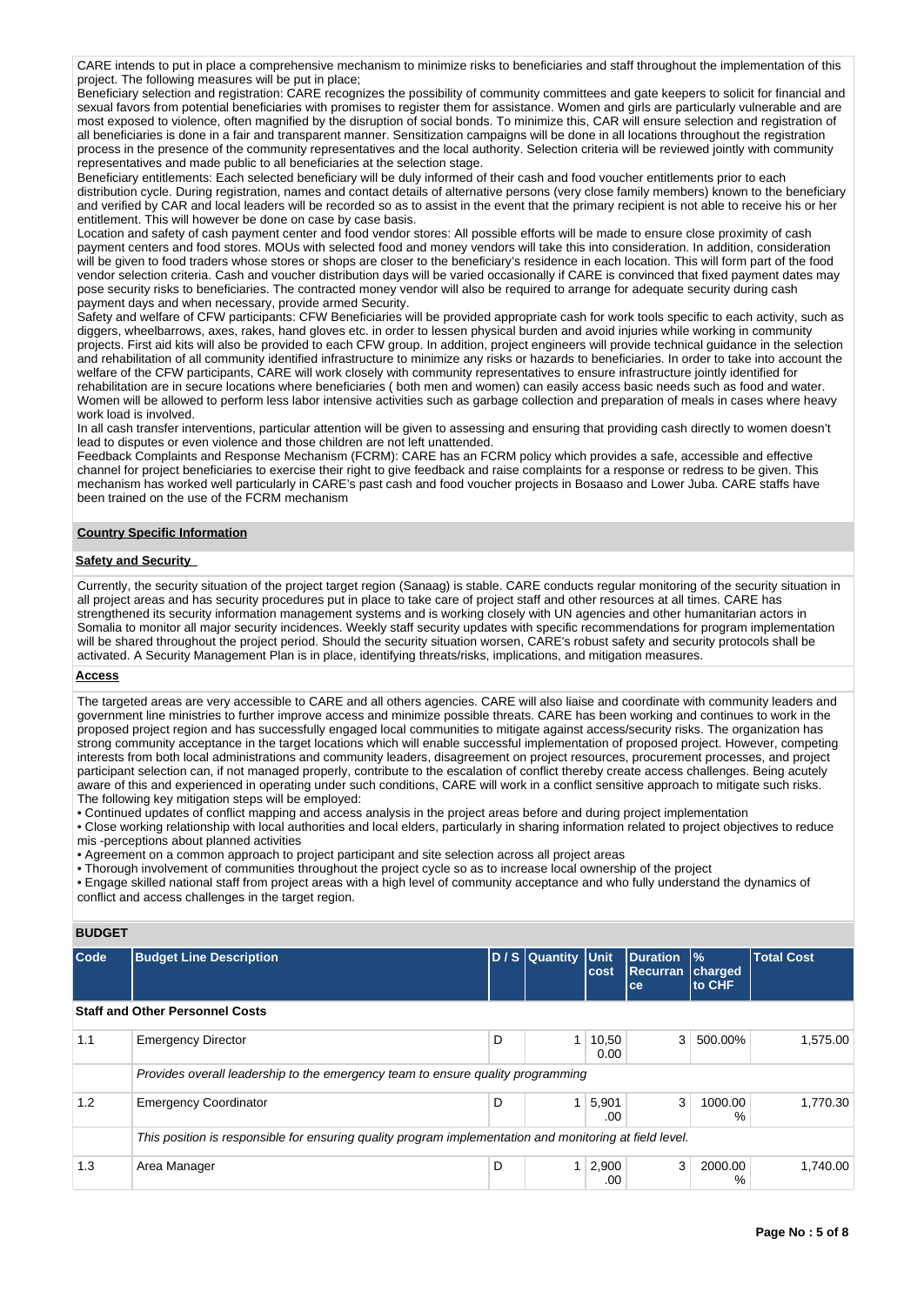CARE intends to put in place a comprehensive mechanism to minimize risks to beneficiaries and staff throughout the implementation of this project. The following measures will be put in place;

Beneficiary selection and registration: CARE recognizes the possibility of community committees and gate keepers to solicit for financial and sexual favors from potential beneficiaries with promises to register them for assistance. Women and girls are particularly vulnerable and are most exposed to violence, often magnified by the disruption of social bonds. To minimize this, CAR will ensure selection and registration of all beneficiaries is done in a fair and transparent manner. Sensitization campaigns will be done in all locations throughout the registration process in the presence of the community representatives and the local authority. Selection criteria will be reviewed jointly with community representatives and made public to all beneficiaries at the selection stage.

Beneficiary entitlements: Each selected beneficiary will be duly informed of their cash and food voucher entitlements prior to each distribution cycle. During registration, names and contact details of alternative persons (very close family members) known to the beneficiary and verified by CAR and local leaders will be recorded so as to assist in the event that the primary recipient is not able to receive his or her entitlement. This will however be done on case by case basis.

Location and safety of cash payment center and food vendor stores: All possible efforts will be made to ensure close proximity of cash payment centers and food stores. MOUs with selected food and money vendors will take this into consideration. In addition, consideration will be given to food traders whose stores or shops are closer to the beneficiary's residence in each location. This will form part of the food vendor selection criteria. Cash and voucher distribution days will be varied occasionally if CARE is convinced that fixed payment dates may pose security risks to beneficiaries. The contracted money vendor will also be required to arrange for adequate security during cash payment days and when necessary, provide armed Security.

Safety and welfare of CFW participants: CFW Beneficiaries will be provided appropriate cash for work tools specific to each activity, such as diggers, wheelbarrows, axes, rakes, hand gloves etc. in order to lessen physical burden and avoid injuries while working in community projects. First aid kits will also be provided to each CFW group. In addition, project engineers will provide technical guidance in the selection and rehabilitation of all community identified infrastructure to minimize any risks or hazards to beneficiaries. In order to take into account the welfare of the CFW participants, CARE will work closely with community representatives to ensure infrastructure jointly identified for rehabilitation are in secure locations where beneficiaries ( both men and women) can easily access basic needs such as food and water. Women will be allowed to perform less labor intensive activities such as garbage collection and preparation of meals in cases where heavy work load is involved.

In all cash transfer interventions, particular attention will be given to assessing and ensuring that providing cash directly to women doesn't lead to disputes or even violence and those children are not left unattended.

Feedback Complaints and Response Mechanism (FCRM): CARE has an FCRM policy which provides a safe, accessible and effective channel for project beneficiaries to exercise their right to give feedback and raise complaints for a response or redress to be given. This mechanism has worked well particularly in CARE's past cash and food voucher projects in Bosaaso and Lower Juba. CARE staffs have been trained on the use of the FCRM mechanism

## Country Specific Information

### Safety and Security

Currently, the security situation of the project target region (Sanaag) is stable. CARE conducts regular monitoring of the security situation in all project areas and has security procedures put in place to take care of project staff and other resources at all times. CARE has strengthened its security information management systems and is working closely with UN agencies and other humanitarian actors in Somalia to monitor all major security incidences. Weekly staff security updates with specific recommendations for program implementation will be shared throughout the project period. Should the security situation worsen, CARE's robust safety and security protocols shall be activated. A Security Management Plan is in place, identifying threats/risks, implications, and mitigation measures.

### Access

The targeted areas are very accessible to CARE and all others agencies. CARE will also liaise and coordinate with community leaders and government line ministries to further improve access and minimize possible threats. CARE has been working and continues to work in the proposed project region and has successfully engaged local communities to mitigate against access/security risks. The organization has strong community acceptance in the target locations which will enable successful implementation of proposed project. However, competing interests from both local administrations and community leaders, disagreement on project resources, procurement processes, and project participant selection can, if not managed properly, contribute to the escalation of conflict thereby create access challenges. Being acutely aware of this and experienced in operating under such conditions, CARE will work in a conflict sensitive approach to mitigate such risks. The following key mitigation steps will be employed:

• Continued updates of conflict mapping and access analysis in the project areas before and during project implementation
• Close working relationship with local authorities and local elders, particularly in sharing information related to project objectives to reduce mis -perceptions about planned activities
• Agreement on a common approach to project participant and site selection across all project areas
• Thorough involvement of communities throughout the project cycle so as to increase local ownership of the project
• Engage skilled national staff from project areas with a high level of community acceptance and who fully understand the dynamics of conflict and access challenges in the target region.

## BUDGET

| Code | Budget Line Description | D / S | Quantity | Unit cost | Duration Recurrance | % charged to CHF | Total Cost |
|---|---|---|---|---|---|---|---|
| **Staff and Other Personnel Costs** | | | | | | | |
| 1.1 | Emergency Director | D | 1 | 10,500.00 | 3 | 500.00% | 1,575.00 |
| | *Provides overall leadership to the emergency team to ensure quality programming* | | | | | | |
| 1.2 | Emergency Coordinator | D | 1 | 5,901.00 | 3 | 1000.00 % | 1,770.30 |
| | *This position is responsible for ensuring quality program implementation and monitoring at field level.* | | | | | | |
| 1.3 | Area Manager | D | 1 | 2,900.00 | 3 | 2000.00 % | 1,740.00 |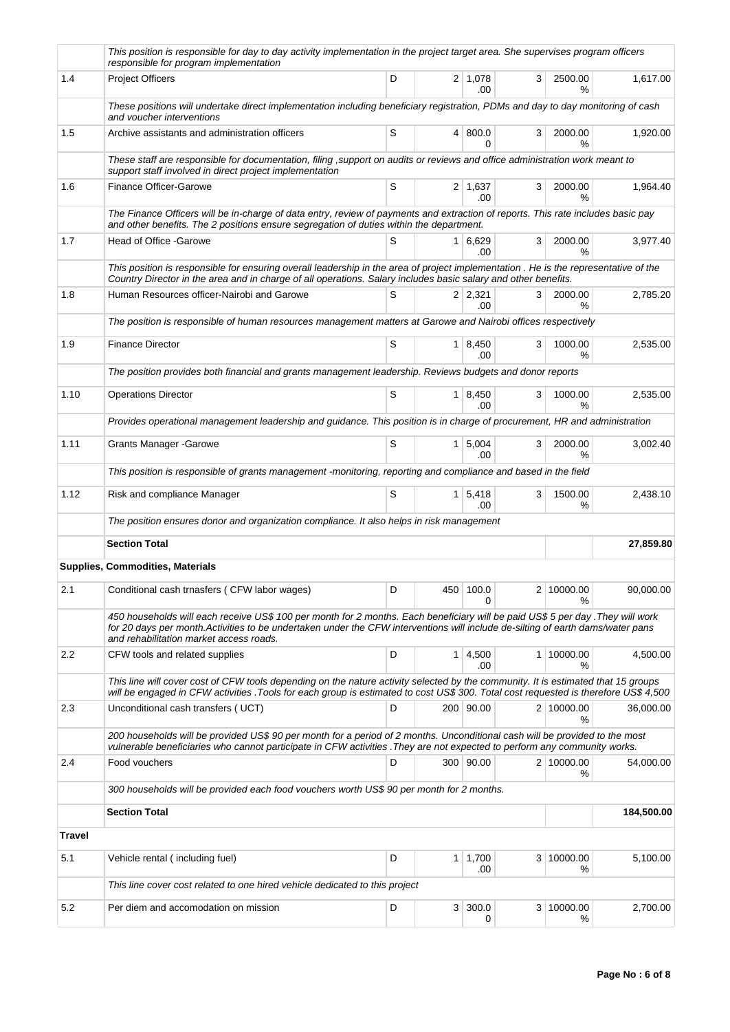| | | | | | | | |
|---|---|---|---|---|---|---|---|
| | *This position is responsible for day to day activity implementation in the project target area. She supervises program officers responsible for program implementation* | | | | | | |
| 1.4 | Project Officers | D | 2 | 1,078.00 | 3 | 2500.00 % | 1,617.00 |
| | *These positions will undertake direct implementation including beneficiary registration, PDMs and day to day monitoring of cash and voucher interventions* | | | | | | |
| 1.5 | Archive assistants and administration officers | S | 4 | 800.00 | 3 | 2000.00 % | 1,920.00 |
| | *These staff are responsible for documentation, filing ,support on audits or reviews and office administration work meant to support staff involved in direct project implementation* | | | | | | |
| 1.6 | Finance Officer-Garowe | S | 2 | 1,637.00 | 3 | 2000.00 % | 1,964.40 |
| | *The Finance Officers will be in-charge of data entry, review of payments and extraction of reports. This rate includes basic pay and other benefits. The 2 positions ensure segregation of duties within the department.* | | | | | | |
| 1.7 | Head of Office -Garowe | S | 1 | 6,629.00 | 3 | 2000.00 % | 3,977.40 |
| | *This position is responsible for ensuring overall leadership in the area of project implementation . He is the representative of the Country Director in the area and in charge of all operations. Salary includes basic salary and other benefits.* | | | | | | |
| 1.8 | Human Resources officer-Nairobi and Garowe | S | 2 | 2,321.00 | 3 | 2000.00 % | 2,785.20 |
| | *The position is responsible of human resources management matters at Garowe and Nairobi offices respectively* | | | | | | |
| 1.9 | Finance Director | S | 1 | 8,450.00 | 3 | 1000.00 % | 2,535.00 |
| | *The position provides both financial and grants management leadership. Reviews budgets and donor reports* | | | | | | |
| 1.10 | Operations Director | S | 1 | 8,450.00 | 3 | 1000.00 % | 2,535.00 |
| | *Provides operational management leadership and guidance. This position is in charge of procurement, HR and administration* | | | | | | |
| 1.11 | Grants Manager -Garowe | S | 1 | 5,004.00 | 3 | 2000.00 % | 3,002.40 |
| | *This position is responsible of grants management -monitoring, reporting and compliance and based in the field* | | | | | | |
| 1.12 | Risk and compliance Manager | S | 1 | 5,418.00 | 3 | 1500.00 % | 2,438.10 |
| | *The position ensures donor and organization compliance. It also helps in risk management* | | | | | | |
| | **Section Total** | | | | | | **27,859.80** |
| **Supplies, Commodities, Materials** | | | | | | | |
| 2.1 | Conditional cash trnasfers ( CFW labor wages) | D | 450 | 100.00 | 2 | 10000.00 % | 90,000.00 |
| | *450 households will each receive US$ 100 per month for 2 months. Each beneficiary will be paid US$ 5 per day .They will work for 20 days per month.Activities to be undertaken under the CFW interventions will include de-silting of earth dams/water pans and rehabilitation market access roads.* | | | | | | |
| 2.2 | CFW tools and related supplies | D | 1 | 4,500.00 | 1 | 10000.00 % | 4,500.00 |
| | *This line will cover cost of CFW tools depending on the nature activity selected by the community. It is estimated that 15 groups will be engaged in CFW activities .Tools for each group is estimated to cost US$ 300. Total cost requested is therefore US$ 4,500* | | | | | | |
| 2.3 | Unconditional cash transfers ( UCT) | D | 200 | 90.00 | 2 | 10000.00 % | 36,000.00 |
| | *200 households will be provided US$ 90 per month for a period of 2 months. Unconditional cash will be provided to the most vulnerable beneficiaries who cannot participate in CFW activities .They are not expected to perform any community works.* | | | | | | |
| 2.4 | Food vouchers | D | 300 | 90.00 | 2 | 10000.00 % | 54,000.00 |
| | *300 households will be provided each food vouchers worth US$ 90 per month for 2 months.* | | | | | | |
| | **Section Total** | | | | | | **184,500.00** |
| **Travel** | | | | | | | |
| 5.1 | Vehicle rental ( including fuel) | D | 1 | 1,700.00 | 3 | 10000.00 % | 5,100.00 |
| | *This line cover cost related to one hired vehicle dedicated to this project* | | | | | | |
| 5.2 | Per diem and accomodation on mission | D | 3 | 300.00 | 3 | 10000.00 % | 2,700.00 |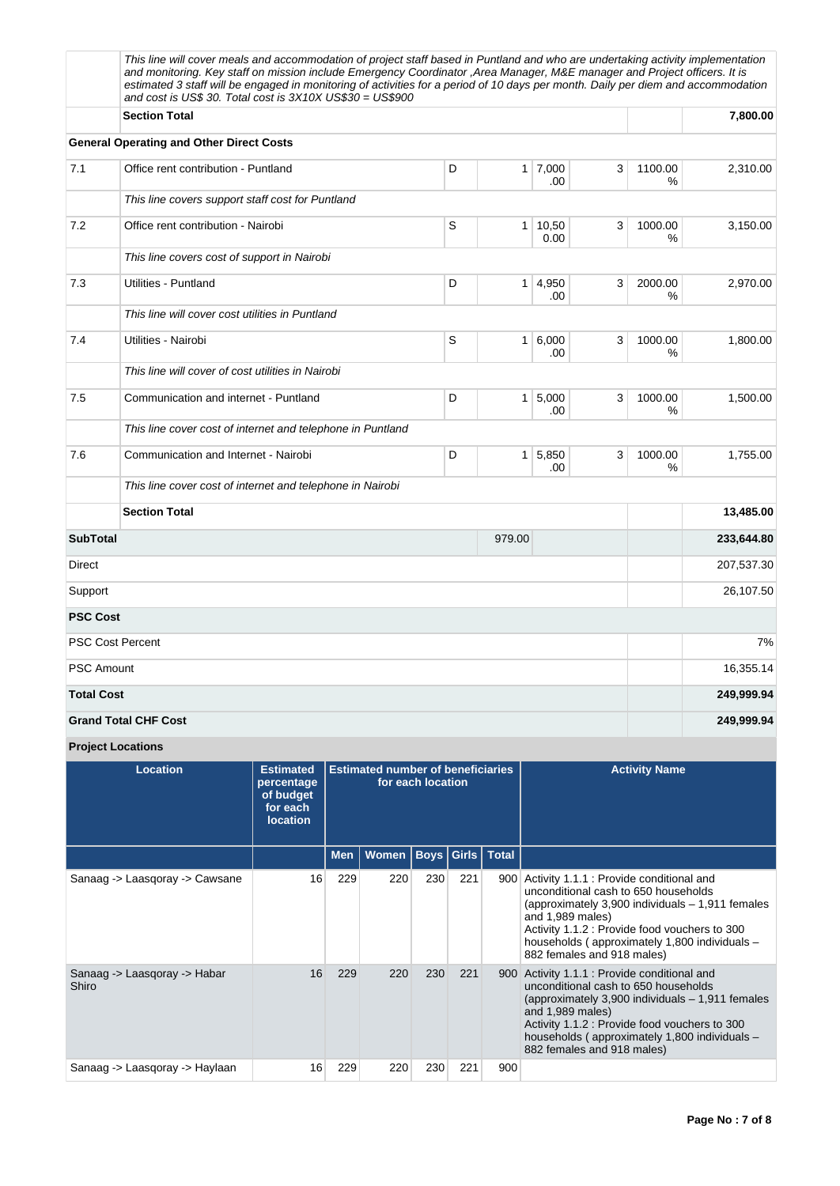| | | | | | | | |
|---|---|---|---|---|---|---|---|
| | *This line will cover meals and accommodation of project staff based in Puntland and who are undertaking activity implementation and monitoring. Key staff on mission include Emergency Coordinator ,Area Manager, M&E manager and Project officers. It is estimated 3 staff will be engaged in monitoring of activities for a period of 10 days per month. Daily per diem and accommodation and cost is US$ 30. Total cost is 3X10X US$30 = US$900* | | | | | | |
| | **Section Total** | | | | | | **7,800.00** |
| **General Operating and Other Direct Costs** | | | | | | | |
| 7.1 | Office rent contribution - Puntland | D | 1 | 7,000.00 | 3 | 1100.00 % | 2,310.00 |
| | *This line covers support staff cost for Puntland* | | | | | | |
| 7.2 | Office rent contribution - Nairobi | S | 1 | 10,500.00 | 3 | 1000.00 % | 3,150.00 |
| | *This line covers cost of support in Nairobi* | | | | | | |
| 7.3 | Utilities - Puntland | D | 1 | 4,950.00 | 3 | 2000.00 % | 2,970.00 |
| | *This line will cover cost utilities in Puntland* | | | | | | |
| 7.4 | Utilities - Nairobi | S | 1 | 6,000.00 | 3 | 1000.00 % | 1,800.00 |
| | *This line will cover of cost utilities in Nairobi* | | | | | | |
| 7.5 | Communication and internet - Puntland | D | 1 | 5,000.00 | 3 | 1000.00 % | 1,500.00 |
| | *This line cover cost of internet and telephone in Puntland* | | | | | | |
| 7.6 | Communication and Internet - Nairobi | D | 1 | 5,850.00 | 3 | 1000.00 % | 1,755.00 |
| | *This line cover cost of internet and telephone in Nairobi* | | | | | | |
| | **Section Total** | | | | | | **13,485.00** |
| **SubTotal** | | | 979.00 | | | | **233,644.80** |
| Direct | | | | | | | 207,537.30 |
| Support | | | | | | | 26,107.50 |
| **PSC Cost** | | | | | | | |
| PSC Cost Percent | | | | | | | 7% |
| PSC Amount | | | | | | | 16,355.14 |
| **Total Cost** | | | | | | | **249,999.94** |
| **Grand Total CHF Cost** | | | | | | | **249,999.94** |

**Project Locations**

| Location | Estimated percentage of budget for each location | Estimated number of beneficiaries for each location | | | | | Activity Name |
|---|---|---|---|---|---|---|---|
| | | Men | Women | Boys | Girls | Total | |
| Sanaag -> Laasqoray -> Cawsane | 16 | 229 | 220 | 230 | 221 | 900 | Activity 1.1.1 : Provide conditional and unconditional cash to 650 households (approximately 3,900 individuals – 1,911 females and 1,989 males)<br>Activity 1.1.2 : Provide food vouchers to 300 households ( approximately 1,800 individuals – 882 females and 918 males) |
| Sanaag -> Laasqoray -> Habar Shiro | 16 | 229 | 220 | 230 | 221 | 900 | Activity 1.1.1 : Provide conditional and unconditional cash to 650 households (approximately 3,900 individuals – 1,911 females and 1,989 males)<br>Activity 1.1.2 : Provide food vouchers to 300 households ( approximately 1,800 individuals – 882 females and 918 males) |
| Sanaag -> Laasqoray -> Haylaan | 16 | 229 | 220 | 230 | 221 | 900 | |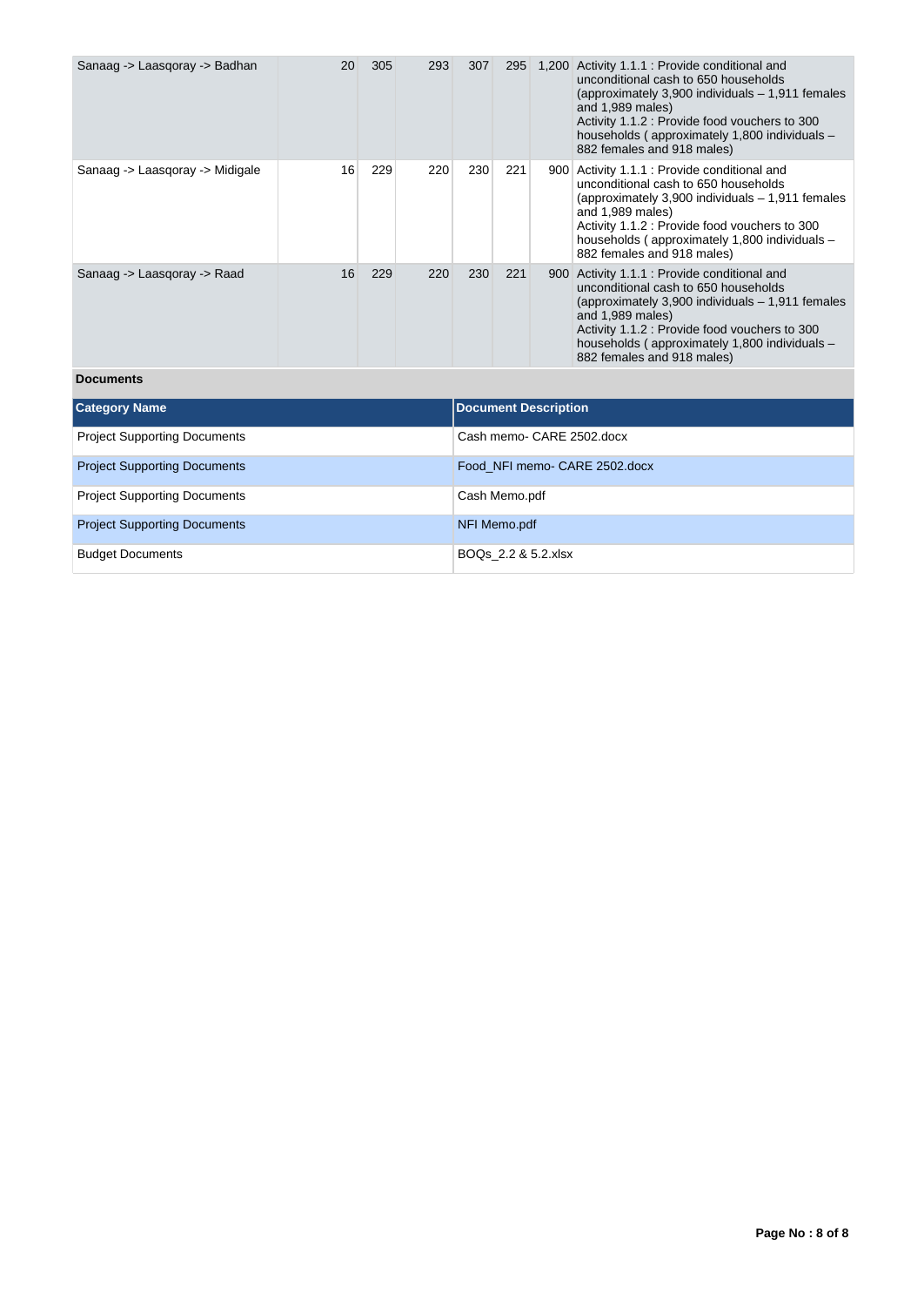| | | | | | | | |
|---|---|---|---|---|---|---|---|
| Sanaag -> Laasqoray -> Badhan | 20 | 305 | 293 | 307 | 295 | 1,200 | Activity 1.1.1 : Provide conditional and unconditional cash to 650 households (approximately 3,900 individuals – 1,911 females and 1,989 males)<br>Activity 1.1.2 : Provide food vouchers to 300 households ( approximately 1,800 individuals – 882 females and 918 males) |
| Sanaag -> Laasqoray -> Midigale | 16 | 229 | 220 | 230 | 221 | 900 | Activity 1.1.1 : Provide conditional and unconditional cash to 650 households (approximately 3,900 individuals – 1,911 females and 1,989 males)<br>Activity 1.1.2 : Provide food vouchers to 300 households ( approximately 1,800 individuals – 882 females and 918 males) |
| Sanaag -> Laasqoray -> Raad | 16 | 229 | 220 | 230 | 221 | 900 | Activity 1.1.1 : Provide conditional and unconditional cash to 650 households (approximately 3,900 individuals – 1,911 females and 1,989 males)<br>Activity 1.1.2 : Provide food vouchers to 300 households ( approximately 1,800 individuals – 882 females and 918 males) |

**Documents**

| Category Name | Document Description |
|---|---|
| Project Supporting Documents | Cash memo- CARE 2502.docx |
| Project Supporting Documents | Food_NFI memo- CARE 2502.docx |
| Project Supporting Documents | Cash Memo.pdf |
| Project Supporting Documents | NFI Memo.pdf |
| Budget Documents | BOQs_2.2 & 5.2.xlsx |